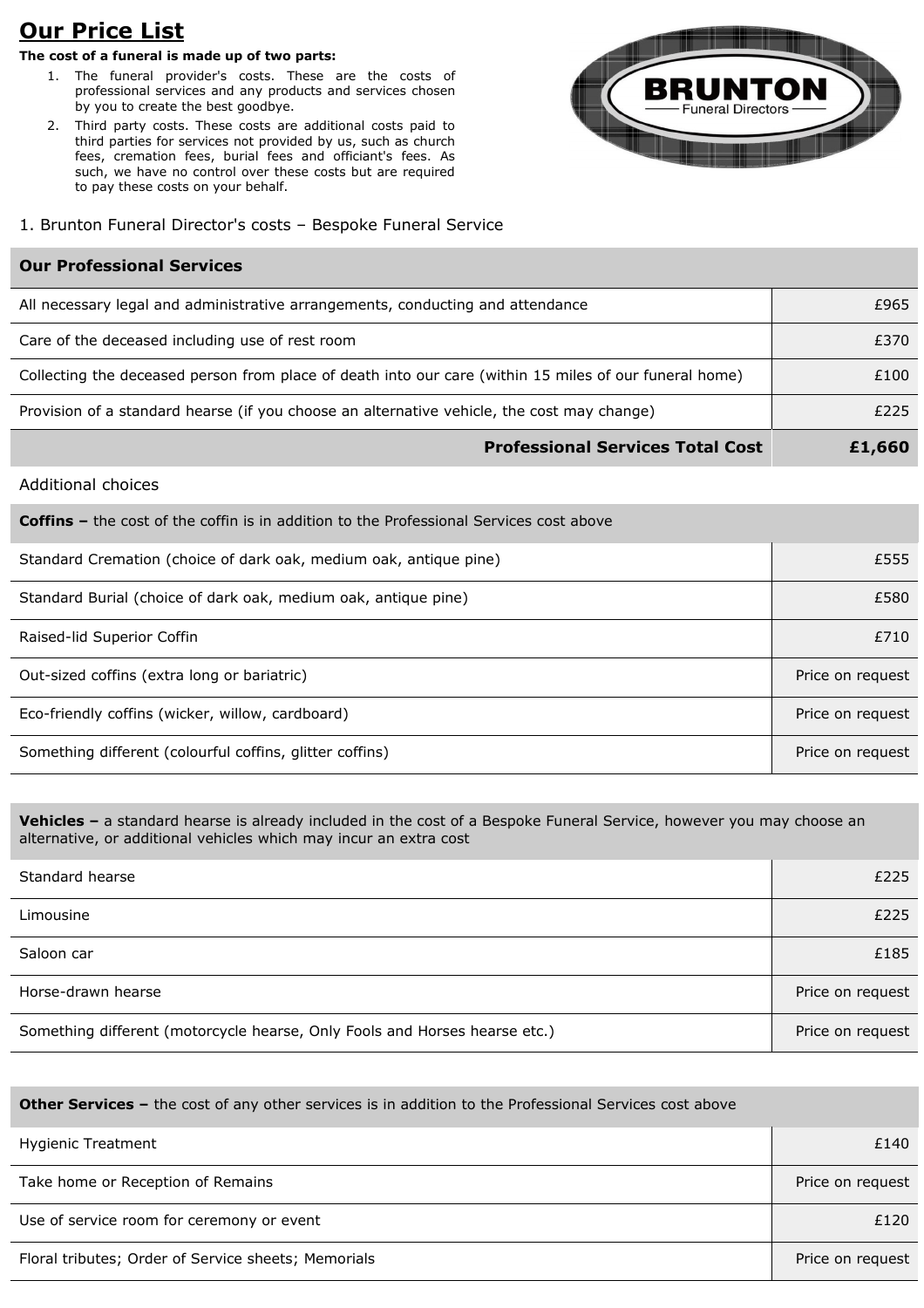# Our Price List

**The cost of a funeral is made up of two parts:**

1. The funeral provider's costs. These are the costs of professional services and any products and services chosen by you to create the best goodbye.
2. Third party costs. These costs are additional costs paid to third parties for services not provided by us, such as church fees, cremation fees, burial fees and officiant's fees. As such, we have no control over these costs but are required to pay these costs on your behalf.

BRUNTON Funeral Directors

1. Brunton Funeral Director's costs – Bespoke Funeral Service

| **Our Professional Services** | |
|---|---|
| All necessary legal and administrative arrangements, conducting and attendance | £965 |
| Care of the deceased including use of rest room | £370 |
| Collecting the deceased person from place of death into our care (within 15 miles of our funeral home) | £100 |
| Provision of a standard hearse (if you choose an alternative vehicle, the cost may change) | £225 |
| **Professional Services Total Cost** | **£1,660** |

Additional choices

| **Coffins –** the cost of the coffin is in addition to the Professional Services cost above | |
|---|---|
| Standard Cremation (choice of dark oak, medium oak, antique pine) | £555 |
| Standard Burial (choice of dark oak, medium oak, antique pine) | £580 |
| Raised-lid Superior Coffin | £710 |
| Out-sized coffins (extra long or bariatric) | Price on request |
| Eco-friendly coffins (wicker, willow, cardboard) | Price on request |
| Something different (colourful coffins, glitter coffins) | Price on request |

| **Vehicles –** a standard hearse is already included in the cost of a Bespoke Funeral Service, however you may choose an alternative, or additional vehicles which may incur an extra cost | |
|---|---|
| Standard hearse | £225 |
| Limousine | £225 |
| Saloon car | £185 |
| Horse-drawn hearse | Price on request |
| Something different (motorcycle hearse, Only Fools and Horses hearse etc.) | Price on request |

| **Other Services –** the cost of any other services is in addition to the Professional Services cost above | |
|---|---|
| Hygienic Treatment | £140 |
| Take home or Reception of Remains | Price on request |
| Use of service room for ceremony or event | £120 |
| Floral tributes; Order of Service sheets; Memorials | Price on request |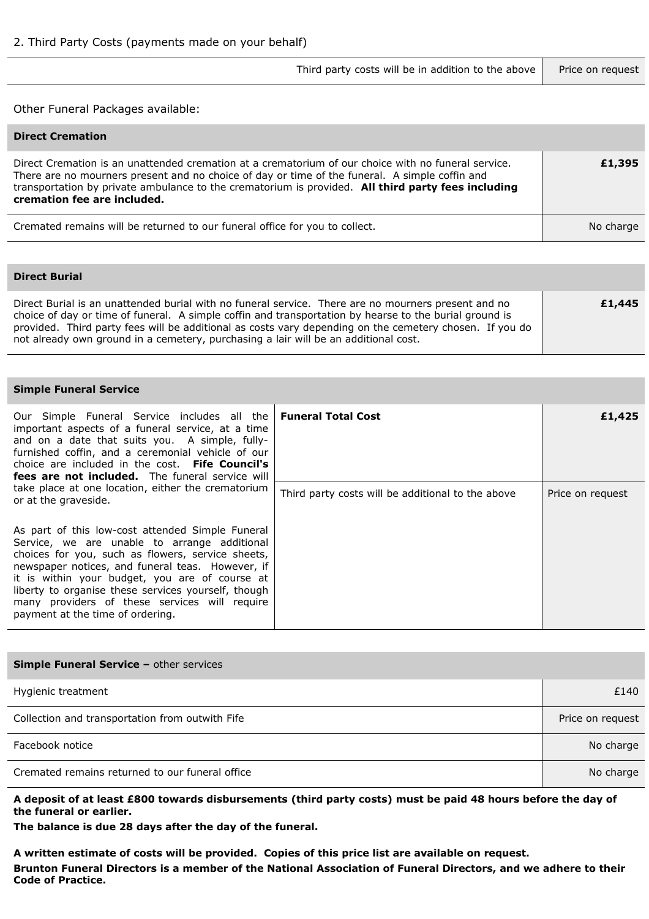2. Third Party Costs (payments made on your behalf)

| | |
|---|---|
| Third party costs will be in addition to the above | Price on request |

Other Funeral Packages available:

| **Direct Cremation** | |
|---|---|
| Direct Cremation is an unattended cremation at a crematorium of our choice with no funeral service. There are no mourners present and no choice of day or time of the funeral. A simple coffin and transportation by private ambulance to the crematorium is provided. **All third party fees including cremation fee are included.** | **£1,395** |
| Cremated remains will be returned to our funeral office for you to collect. | No charge |

| **Direct Burial** | |
|---|---|
| Direct Burial is an unattended burial with no funeral service. There are no mourners present and no choice of day or time of funeral. A simple coffin and transportation by hearse to the burial ground is provided. Third party fees will be additional as costs vary depending on the cemetery chosen. If you do not already own ground in a cemetery, purchasing a lair will be an additional cost. | **£1,445** |

| **Simple Funeral Service** | | |
|---|---|---|
| Our Simple Funeral Service includes all the important aspects of a funeral service, at a time and on a date that suits you. A simple, fully-furnished coffin, and a ceremonial vehicle of our choice are included in the cost. **Fife Council's fees are not included.** The funeral service will take place at one location, either the crematorium or at the graveside. As part of this low-cost attended Simple Funeral Service, we are unable to arrange additional choices for you, such as flowers, service sheets, newspaper notices, and funeral teas. However, if it is within your budget, you are of course at liberty to organise these services yourself, though many providers of these services will require payment at the time of ordering. | **Funeral Total Cost** | **£1,425** |
| | Third party costs will be additional to the above | Price on request |

| **Simple Funeral Service –** other services | |
|---|---|
| Hygienic treatment | £140 |
| Collection and transportation from outwith Fife | Price on request |
| Facebook notice | No charge |
| Cremated remains returned to our funeral office | No charge |

**A deposit of at least £800 towards disbursements (third party costs) must be paid 48 hours before the day of the funeral or earlier.**

**The balance is due 28 days after the day of the funeral.**

**A written estimate of costs will be provided. Copies of this price list are available on request.**

**Brunton Funeral Directors is a member of the National Association of Funeral Directors, and we adhere to their Code of Practice.**